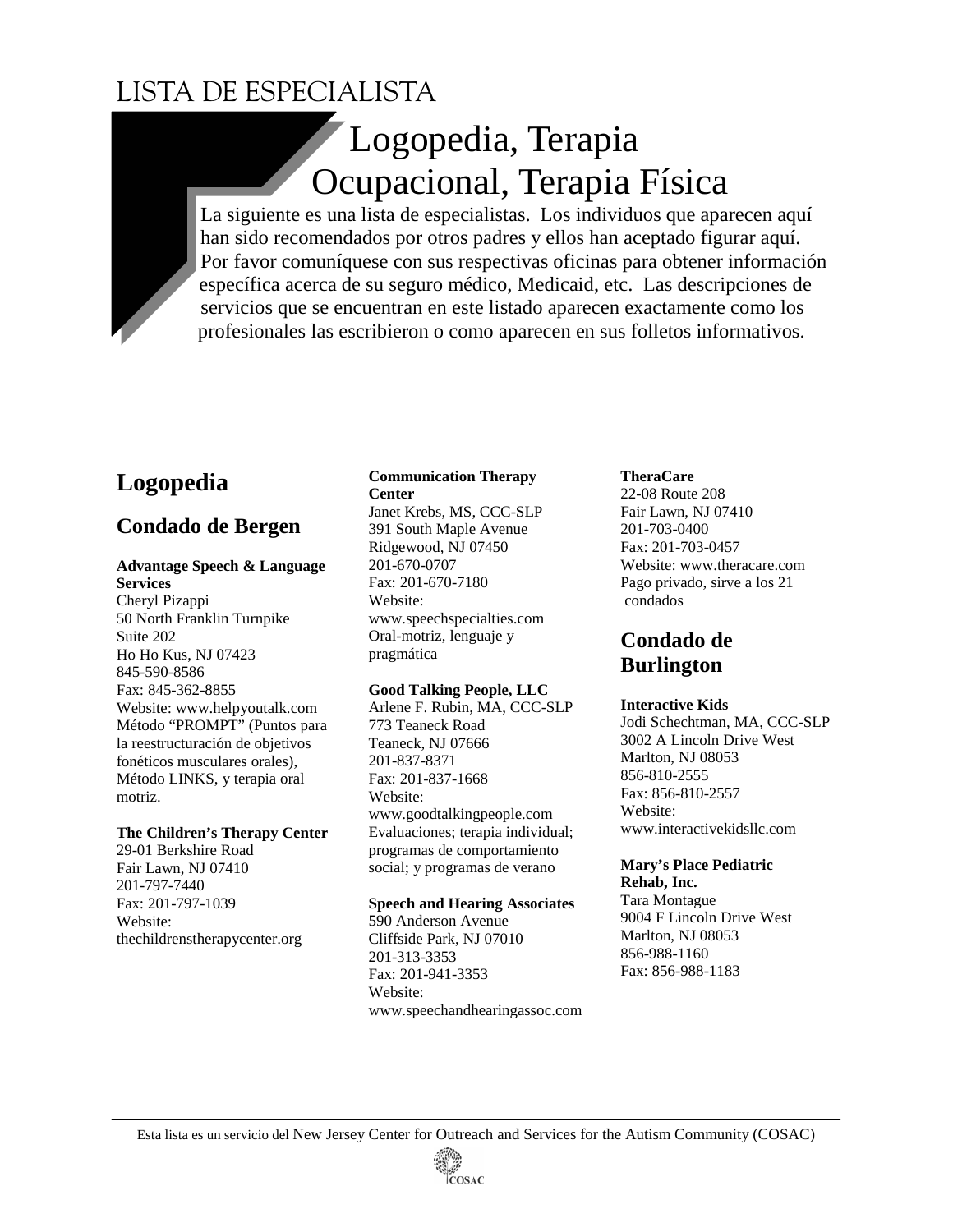# LISTA DE ESPECIALISTA

## Logopedia, Terapia Ocupacional, Terapia Física

La siguiente es una lista de especialistas. Los individuos que aparecen aquí han sido recomendados por otros padres y ellos han aceptado figurar aquí. Por favor comuníquese con sus respectivas oficinas para obtener información específica acerca de su seguro médico, Medicaid, etc. Las descripciones de servicios que se encuentran en este listado aparecen exactamente como los profesionales las escribieron o como aparecen en sus folletos informativos.

## Logopedia

### Condado de Bergen

**Advantage Speech & Language Services**
Cheryl Pizappi
50 North Franklin Turnpike
Suite 202
Ho Ho Kus, NJ 07423
845-590-8586
Fax: 845-362-8855
Website: www.helpyoutalk.com
Método "PROMPT" (Puntos para la reestructuración de objetivos fonéticos musculares orales), Método LINKS, y terapia oral motriz.

**The Children's Therapy Center**
29-01 Berkshire Road
Fair Lawn, NJ 07410
201-797-7440
Fax: 201-797-1039
Website:
thechildrenstherapycenter.org

**Communication Therapy Center**
Janet Krebs, MS, CCC-SLP
391 South Maple Avenue
Ridgewood, NJ 07450
201-670-0707
Fax: 201-670-7180
Website:
www.speechspecialties.com
Oral-motriz, lenguaje y pragmática

**Good Talking People, LLC**
Arlene F. Rubin, MA, CCC-SLP
773 Teaneck Road
Teaneck, NJ 07666
201-837-8371
Fax: 201-837-1668
Website:
www.goodtalkingpeople.com
Evaluaciones; terapia individual; programas de comportamiento social; y programas de verano

**Speech and Hearing Associates**
590 Anderson Avenue
Cliffside Park, NJ 07010
201-313-3353
Fax: 201-941-3353
Website:
www.speechandhearingassoc.com

**TheraCare**
22-08 Route 208
Fair Lawn, NJ 07410
201-703-0400
Fax: 201-703-0457
Website: www.theracare.com
Pago privado, sirve a los 21 condados

### Condado de Burlington

**Interactive Kids**
Jodi Schechtman, MA, CCC-SLP
3002 A Lincoln Drive West
Marlton, NJ 08053
856-810-2555
Fax: 856-810-2557
Website:
www.interactivekidsllc.com

**Mary's Place Pediatric Rehab, Inc.**
Tara Montague
9004 F Lincoln Drive West
Marlton, NJ 08053
856-988-1160
Fax: 856-988-1183

Esta lista es un servicio del New Jersey Center for Outreach and Services for the Autism Community (COSAC)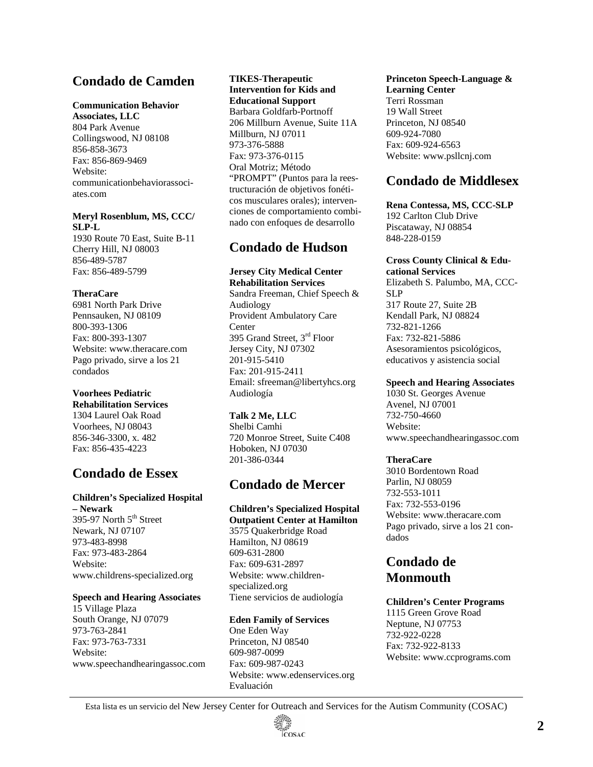## Condado de Camden

**Communication Behavior Associates, LLC**
804 Park Avenue
Collingswood, NJ 08108
856-858-3673
Fax: 856-869-9469
Website: communicationbehaviorassociates.com

**Meryl Rosenblum, MS, CCC/SLP-L**
1930 Route 70 East, Suite B-11
Cherry Hill, NJ 08003
856-489-5787
Fax: 856-489-5799

**TheraCare**
6981 North Park Drive
Pennsauken, NJ 08109
800-393-1306
Fax: 800-393-1307
Website: www.theracare.com
Pago privado, sirve a los 21 condados

**Voorhees Pediatric Rehabilitation Services**
1304 Laurel Oak Road
Voorhees, NJ 08043
856-346-3300, x. 482
Fax: 856-435-4223

## Condado de Essex

**Children's Specialized Hospital – Newark**
395-97 North 5th Street
Newark, NJ 07107
973-483-8998
Fax: 973-483-2864
Website: www.childrens-specialized.org

**Speech and Hearing Associates**
15 Village Plaza
South Orange, NJ 07079
973-763-2841
Fax: 973-763-7331
Website: www.speechandhearingassoc.com

**TIKES-Therapeutic Intervention for Kids and Educational Support**
Barbara Goldfarb-Portnoff
206 Millburn Avenue, Suite 11A
Millburn, NJ 07011
973-376-5888
Fax: 973-376-0115
Oral Motriz; Método "PROMPT" (Puntos para la reestructuración de objetivos fonéticos musculares orales); intervenciones de comportamiento combinado con enfoques de desarrollo

## Condado de Hudson

**Jersey City Medical Center Rehabilitation Services**
Sandra Freeman, Chief Speech & Audiology
Provident Ambulatory Care Center
395 Grand Street, 3rd Floor
Jersey City, NJ 07302
201-915-5410
Fax: 201-915-2411
Email: sfreeman@libertyhcs.org
Audiología

**Talk 2 Me, LLC**
Shelbi Camhi
720 Monroe Street, Suite C408
Hoboken, NJ 07030
201-386-0344

## Condado de Mercer

**Children's Specialized Hospital Outpatient Center at Hamilton**
3575 Quakerbridge Road
Hamilton, NJ 08619
609-631-2800
Fax: 609-631-2897
Website: www.children-specialized.org
Tiene servicios de audiología

**Eden Family of Services**
One Eden Way
Princeton, NJ 08540
609-987-0099
Fax: 609-987-0243
Website: www.edenservices.org
Evaluación

**Princeton Speech-Language & Learning Center**
Terri Rossman
19 Wall Street
Princeton, NJ 08540
609-924-7080
Fax: 609-924-6563
Website: www.psllcnj.com

## Condado de Middlesex

**Rena Contessa, MS, CCC-SLP**
192 Carlton Club Drive
Piscataway, NJ 08854
848-228-0159

**Cross County Clinical & Educational Services**
Elizabeth S. Palumbo, MA, CCC-SLP
317 Route 27, Suite 2B
Kendall Park, NJ 08824
732-821-1266
Fax: 732-821-5886
Asesoramientos psicológicos, educativos y asistencia social

**Speech and Hearing Associates**
1030 St. Georges Avenue
Avenel, NJ 07001
732-750-4660
Website: www.speechandhearingassoc.com

**TheraCare**
3010 Bordentown Road
Parlin, NJ 08059
732-553-1011
Fax: 732-553-0196
Website: www.theracare.com
Pago privado, sirve a los 21 condados

## Condado de Monmouth

**Children's Center Programs**
1115 Green Grove Road
Neptune, NJ 07753
732-922-0228
Fax: 732-922-8133
Website: www.ccprograms.com

Esta lista es un servicio del New Jersey Center for Outreach and Services for the Autism Community (COSAC)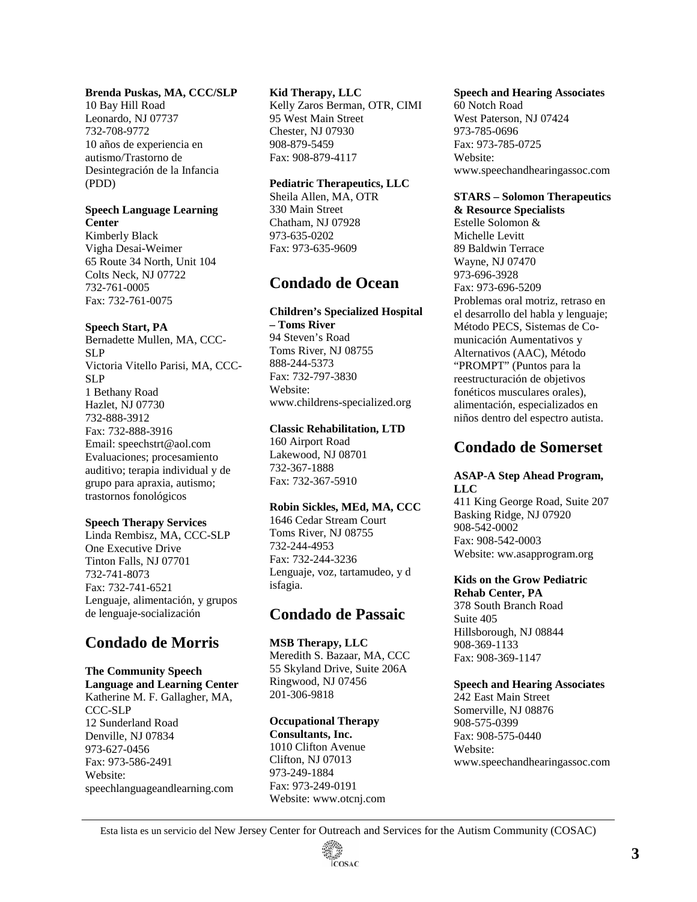**Brenda Puskas, MA, CCC/SLP**
10 Bay Hill Road
Leonardo, NJ 07737
732-708-9772
10 años de experiencia en autismo/Trastorno de Desintegración de la Infancia (PDD)

**Speech Language Learning Center**
Kimberly Black
Vigha Desai-Weimer
65 Route 34 North, Unit 104
Colts Neck, NJ 07722
732-761-0005
Fax: 732-761-0075

**Speech Start, PA**
Bernadette Mullen, MA, CCC-SLP
Victoria Vitello Parisi, MA, CCC-SLP
1 Bethany Road
Hazlet, NJ 07730
732-888-3912
Fax: 732-888-3916
Email: speechstrt@aol.com
Evaluaciones; procesamiento auditivo; terapia individual y de grupo para apraxia, autismo; trastornos fonológicos

**Speech Therapy Services**
Linda Rembisz, MA, CCC-SLP
One Executive Drive
Tinton Falls, NJ 07701
732-741-8073
Fax: 732-741-6521
Lenguaje, alimentación, y grupos de lenguaje-socialización

## Condado de Morris

**The Community Speech Language and Learning Center**
Katherine M. F. Gallagher, MA, CCC-SLP
12 Sunderland Road
Denville, NJ 07834
973-627-0456
Fax: 973-586-2491
Website:
speechlanguageandlearning.com

**Kid Therapy, LLC**
Kelly Zaros Berman, OTR, CIMI
95 West Main Street
Chester, NJ 07930
908-879-5459
Fax: 908-879-4117

**Pediatric Therapeutics, LLC**
Sheila Allen, MA, OTR
330 Main Street
Chatham, NJ 07928
973-635-0202
Fax: 973-635-9609

## Condado de Ocean

**Children's Specialized Hospital – Toms River**
94 Steven's Road
Toms River, NJ 08755
888-244-5373
Fax: 732-797-3830
Website:
www.childrens-specialized.org

**Classic Rehabilitation, LTD**
160 Airport Road
Lakewood, NJ 08701
732-367-1888
Fax: 732-367-5910

**Robin Sickles, MEd, MA, CCC**
1646 Cedar Stream Court
Toms River, NJ 08755
732-244-4953
Fax: 732-244-3236
Lenguaje, voz, tartamudeo, y d isfagia.

## Condado de Passaic

**MSB Therapy, LLC**
Meredith S. Bazaar, MA, CCC
55 Skyland Drive, Suite 206A
Ringwood, NJ 07456
201-306-9818

**Occupational Therapy Consultants, Inc.**
1010 Clifton Avenue
Clifton, NJ 07013
973-249-1884
Fax: 973-249-0191
Website: www.otcnj.com

**Speech and Hearing Associates**
60 Notch Road
West Paterson, NJ 07424
973-785-0696
Fax: 973-785-0725
Website:
www.speechandhearingassoc.com

**STARS – Solomon Therapeutics & Resource Specialists**
Estelle Solomon &
Michelle Levitt
89 Baldwin Terrace
Wayne, NJ 07470
973-696-3928
Fax: 973-696-5209
Problemas oral motriz, retraso en el desarrollo del habla y lenguaje; Método PECS, Sistemas de Comunicación Aumentativos y Alternativos (AAC), Método "PROMPT" (Puntos para la reestructuración de objetivos fonéticos musculares orales), alimentación, especializados en niños dentro del espectro autista.

## Condado de Somerset

**ASAP-A Step Ahead Program, LLC**
411 King George Road, Suite 207
Basking Ridge, NJ 07920
908-542-0002
Fax: 908-542-0003
Website: ww.asapprogram.org

**Kids on the Grow Pediatric Rehab Center, PA**
378 South Branch Road
Suite 405
Hillsborough, NJ 08844
908-369-1133
Fax: 908-369-1147

**Speech and Hearing Associates**
242 East Main Street
Somerville, NJ 08876
908-575-0399
Fax: 908-575-0440
Website:
www.speechandhearingassoc.com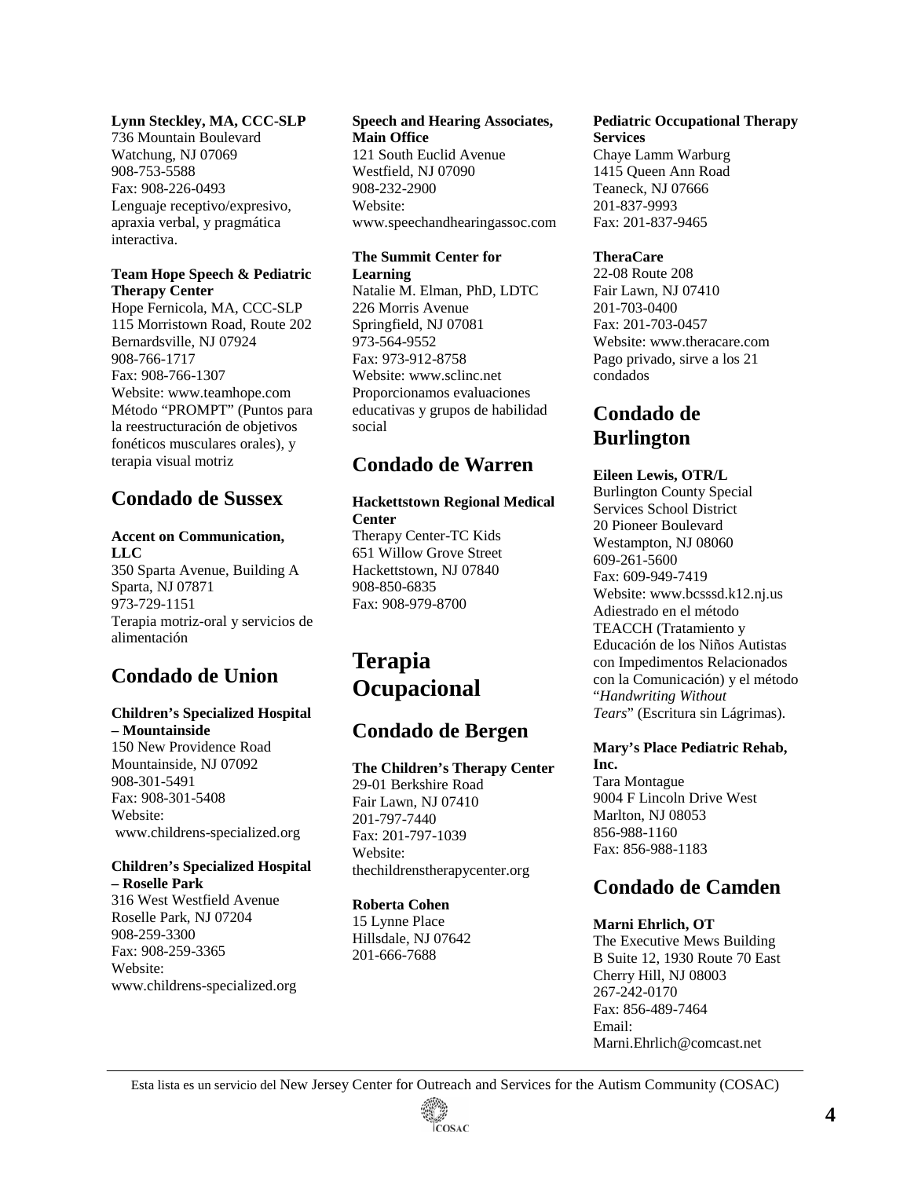**Lynn Steckley, MA, CCC-SLP**
736 Mountain Boulevard
Watchung, NJ 07069
908-753-5588
Fax: 908-226-0493
Lenguaje receptivo/expresivo, apraxia verbal, y pragmática interactiva.

**Team Hope Speech & Pediatric Therapy Center**
Hope Fernicola, MA, CCC-SLP
115 Morristown Road, Route 202
Bernardsville, NJ 07924
908-766-1717
Fax: 908-766-1307
Website: www.teamhope.com
Método "PROMPT" (Puntos para la reestructuración de objetivos fonéticos musculares orales), y terapia visual motriz

## Condado de Sussex

**Accent on Communication, LLC**
350 Sparta Avenue, Building A
Sparta, NJ 07871
973-729-1151
Terapia motriz-oral y servicios de alimentación

## Condado de Union

**Children's Specialized Hospital – Mountainside**
150 New Providence Road
Mountainside, NJ 07092
908-301-5491
Fax: 908-301-5408
Website:
www.childrens-specialized.org

**Children's Specialized Hospital – Roselle Park**
316 West Westfield Avenue
Roselle Park, NJ 07204
908-259-3300
Fax: 908-259-3365
Website:
www.childrens-specialized.org

**Speech and Hearing Associates, Main Office**
121 South Euclid Avenue
Westfield, NJ 07090
908-232-2900
Website:
www.speechandhearingassoc.com

**The Summit Center for Learning**
Natalie M. Elman, PhD, LDTC
226 Morris Avenue
Springfield, NJ 07081
973-564-9552
Fax: 973-912-8758
Website: www.sclinc.net
Proporcionamos evaluaciones educativas y grupos de habilidad social

## Condado de Warren

**Hackettstown Regional Medical Center**
Therapy Center-TC Kids
651 Willow Grove Street
Hackettstown, NJ 07840
908-850-6835
Fax: 908-979-8700

# Terapia Ocupacional

## Condado de Bergen

**The Children's Therapy Center**
29-01 Berkshire Road
Fair Lawn, NJ 07410
201-797-7440
Fax: 201-797-1039
Website:
thechildrenstherapycenter.org

**Roberta Cohen**
15 Lynne Place
Hillsdale, NJ 07642
201-666-7688

**Pediatric Occupational Therapy Services**
Chaye Lamm Warburg
1415 Queen Ann Road
Teaneck, NJ 07666
201-837-9993
Fax: 201-837-9465

**TheraCare**
22-08 Route 208
Fair Lawn, NJ 07410
201-703-0400
Fax: 201-703-0457
Website: www.theracare.com
Pago privado, sirve a los 21 condados

## Condado de Burlington

**Eileen Lewis, OTR/L**
Burlington County Special Services School District
20 Pioneer Boulevard
Westampton, NJ 08060
609-261-5600
Fax: 609-949-7419
Website: www.bcsssd.k12.nj.us
Adiestrado en el método TEACCH (Tratamiento y Educación de los Niños Autistas con Impedimentos Relacionados con la Comunicación) y el método "*Handwriting Without Tears*" (Escritura sin Lágrimas).

**Mary's Place Pediatric Rehab, Inc.**
Tara Montague
9004 F Lincoln Drive West
Marlton, NJ 08053
856-988-1160
Fax: 856-988-1183

## Condado de Camden

**Marni Ehrlich, OT**
The Executive Mews Building
B Suite 12, 1930 Route 70 East
Cherry Hill, NJ 08003
267-242-0170
Fax: 856-489-7464
Email:
Marni.Ehrlich@comcast.net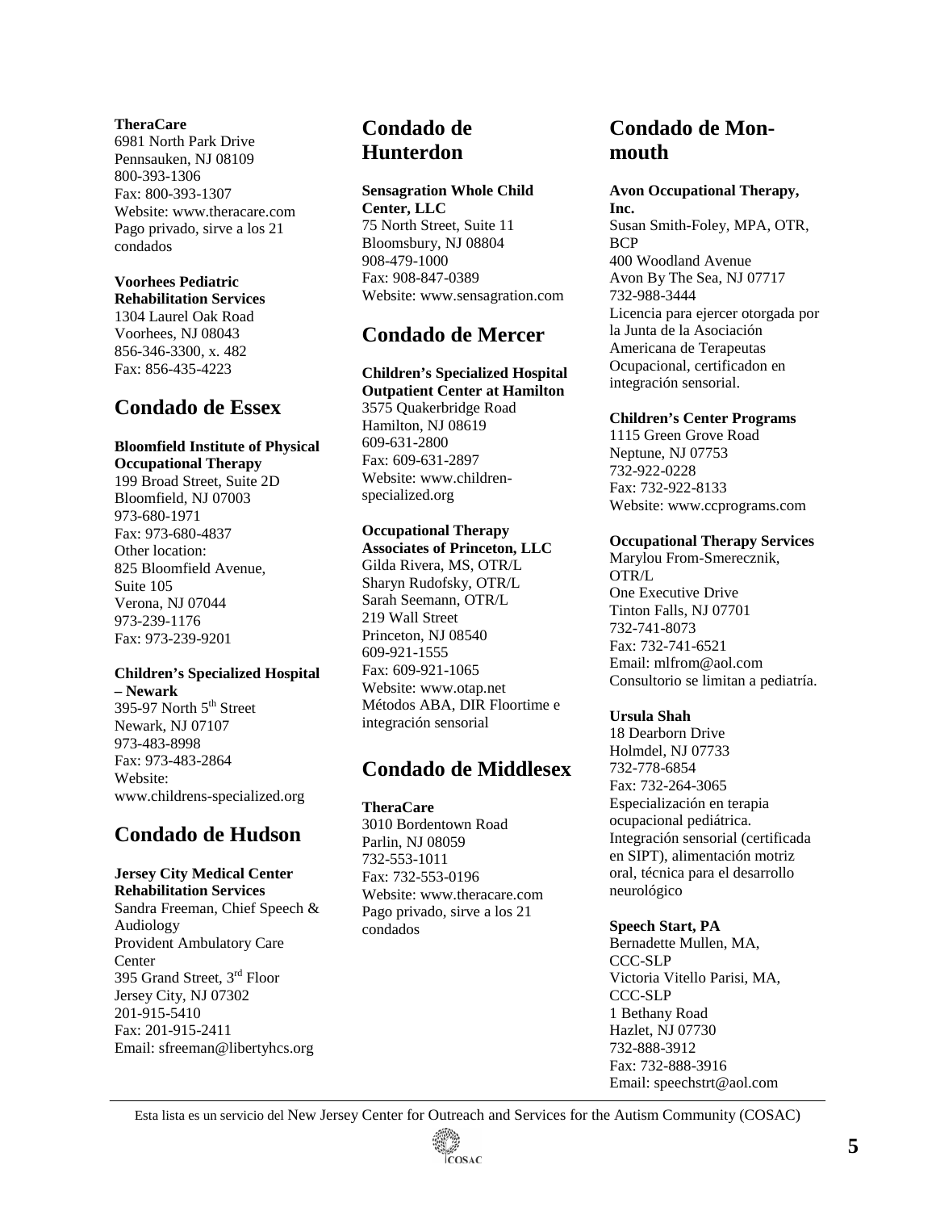**TheraCare**
6981 North Park Drive
Pennsauken, NJ 08109
800-393-1306
Fax: 800-393-1307
Website: www.theracare.com
Pago privado, sirve a los 21 condados

**Voorhees Pediatric Rehabilitation Services**
1304 Laurel Oak Road
Voorhees, NJ 08043
856-346-3300, x. 482
Fax: 856-435-4223

## Condado de Essex

**Bloomfield Institute of Physical Occupational Therapy**
199 Broad Street, Suite 2D
Bloomfield, NJ 07003
973-680-1971
Fax: 973-680-4837
Other location:
825 Bloomfield Avenue, Suite 105
Verona, NJ 07044
973-239-1176
Fax: 973-239-9201

**Children's Specialized Hospital – Newark**
395-97 North 5th Street
Newark, NJ 07107
973-483-8998
Fax: 973-483-2864
Website: www.childrens-specialized.org

## Condado de Hudson

**Jersey City Medical Center Rehabilitation Services**
Sandra Freeman, Chief Speech & Audiology
Provident Ambulatory Care Center
395 Grand Street, 3rd Floor
Jersey City, NJ 07302
201-915-5410
Fax: 201-915-2411
Email: sfreeman@libertyhcs.org

## Condado de Hunterdon

**Sensagration Whole Child Center, LLC**
75 North Street, Suite 11
Bloomsbury, NJ 08804
908-479-1000
Fax: 908-847-0389
Website: www.sensagration.com

## Condado de Mercer

**Children's Specialized Hospital Outpatient Center at Hamilton**
3575 Quakerbridge Road
Hamilton, NJ 08619
609-631-2800
Fax: 609-631-2897
Website: www.children-specialized.org

**Occupational Therapy Associates of Princeton, LLC**
Gilda Rivera, MS, OTR/L
Sharyn Rudofsky, OTR/L
Sarah Seemann, OTR/L
219 Wall Street
Princeton, NJ 08540
609-921-1555
Fax: 609-921-1065
Website: www.otap.net
Métodos ABA, DIR Floortime e integración sensorial

## Condado de Middlesex

**TheraCare**
3010 Bordentown Road
Parlin, NJ 08059
732-553-1011
Fax: 732-553-0196
Website: www.theracare.com
Pago privado, sirve a los 21 condados

## Condado de Monmouth

**Avon Occupational Therapy, Inc.**
Susan Smith-Foley, MPA, OTR, BCP
400 Woodland Avenue
Avon By The Sea, NJ 07717
732-988-3444
Licencia para ejercer otorgada por la Junta de la Asociación Americana de Terapeutas Ocupacional, certificadon en integración sensorial.

**Children's Center Programs**
1115 Green Grove Road
Neptune, NJ 07753
732-922-0228
Fax: 732-922-8133
Website: www.ccprograms.com

**Occupational Therapy Services**
Marylou From-Smerecznik, OTR/L
One Executive Drive
Tinton Falls, NJ 07701
732-741-8073
Fax: 732-741-6521
Email: mlfrom@aol.com
Consultorio se limitan a pediatría.

**Ursula Shah**
18 Dearborn Drive
Holmdel, NJ 07733
732-778-6854
Fax: 732-264-3065
Especialización en terapia ocupacional pediátrica. Integración sensorial (certificada en SIPT), alimentación motriz oral, técnica para el desarrollo neurológico

**Speech Start, PA**
Bernadette Mullen, MA, CCC-SLP
Victoria Vitello Parisi, MA, CCC-SLP
1 Bethany Road
Hazlet, NJ 07730
732-888-3912
Fax: 732-888-3916
Email: speechstrt@aol.com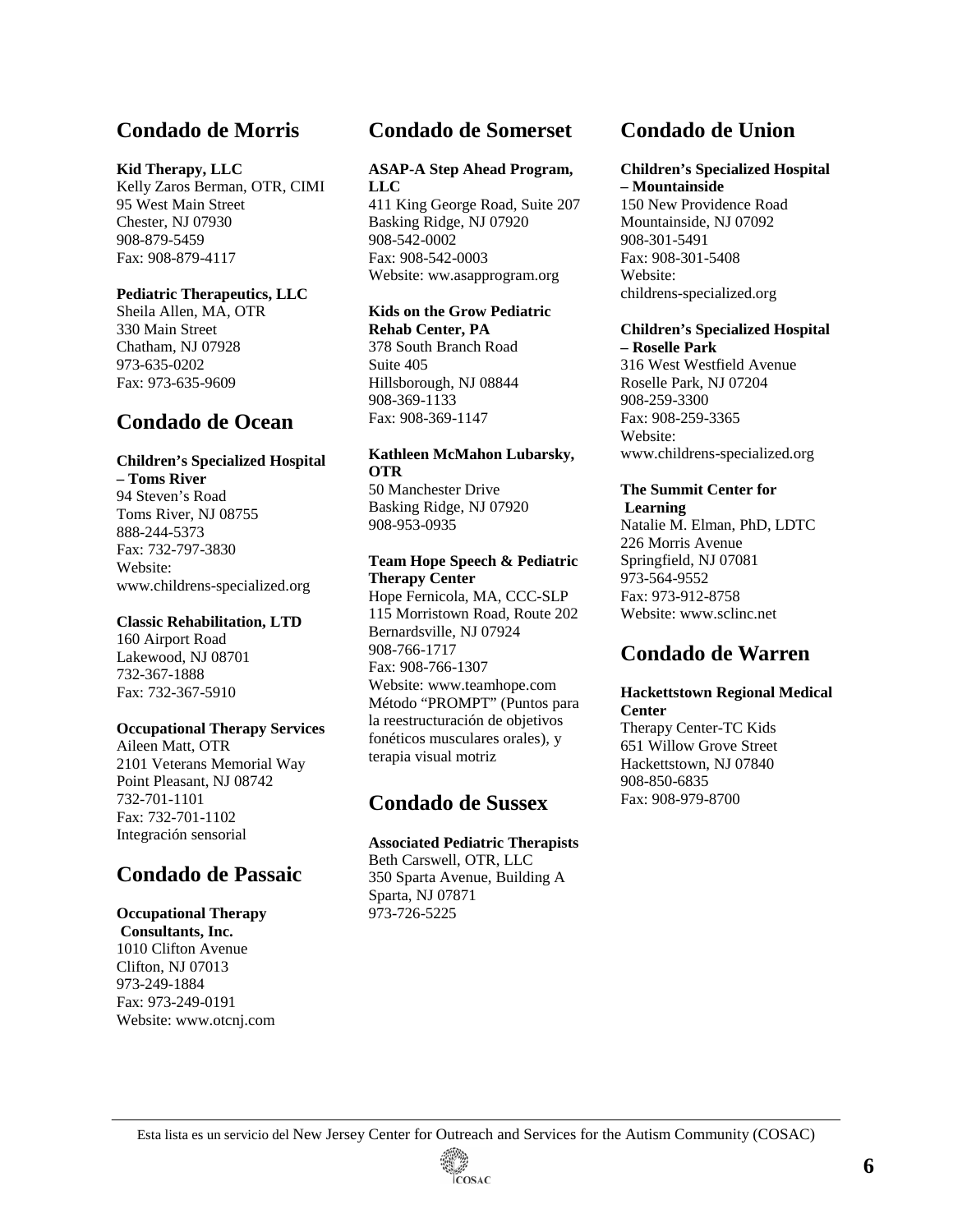## Condado de Morris

**Kid Therapy, LLC**
Kelly Zaros Berman, OTR, CIMI
95 West Main Street
Chester, NJ 07930
908-879-5459
Fax: 908-879-4117

**Pediatric Therapeutics, LLC**
Sheila Allen, MA, OTR
330 Main Street
Chatham, NJ 07928
973-635-0202
Fax: 973-635-9609

## Condado de Ocean

**Children's Specialized Hospital – Toms River**
94 Steven's Road
Toms River, NJ 08755
888-244-5373
Fax: 732-797-3830
Website:
www.childrens-specialized.org

**Classic Rehabilitation, LTD**
160 Airport Road
Lakewood, NJ 08701
732-367-1888
Fax: 732-367-5910

**Occupational Therapy Services**
Aileen Matt, OTR
2101 Veterans Memorial Way
Point Pleasant, NJ 08742
732-701-1101
Fax: 732-701-1102
Integración sensorial

## Condado de Passaic

**Occupational Therapy Consultants, Inc.**
1010 Clifton Avenue
Clifton, NJ 07013
973-249-1884
Fax: 973-249-0191
Website: www.otcnj.com

## Condado de Somerset

**ASAP-A Step Ahead Program, LLC**
411 King George Road, Suite 207
Basking Ridge, NJ 07920
908-542-0002
Fax: 908-542-0003
Website: ww.asapprogram.org

**Kids on the Grow Pediatric Rehab Center, PA**
378 South Branch Road
Suite 405
Hillsborough, NJ 08844
908-369-1133
Fax: 908-369-1147

**Kathleen McMahon Lubarsky, OTR**
50 Manchester Drive
Basking Ridge, NJ 07920
908-953-0935

**Team Hope Speech & Pediatric Therapy Center**
Hope Fernicola, MA, CCC-SLP
115 Morristown Road, Route 202
Bernardsville, NJ 07924
908-766-1717
Fax: 908-766-1307
Website: www.teamhope.com
Método "PROMPT" (Puntos para la reestructuración de objetivos fonéticos musculares orales), y terapia visual motriz

## Condado de Sussex

**Associated Pediatric Therapists**
Beth Carswell, OTR, LLC
350 Sparta Avenue, Building A
Sparta, NJ 07871
973-726-5225

## Condado de Union

**Children's Specialized Hospital – Mountainside**
150 New Providence Road
Mountainside, NJ 07092
908-301-5491
Fax: 908-301-5408
Website:
childrens-specialized.org

**Children's Specialized Hospital – Roselle Park**
316 West Westfield Avenue
Roselle Park, NJ 07204
908-259-3300
Fax: 908-259-3365
Website:
www.childrens-specialized.org

**The Summit Center for Learning**
Natalie M. Elman, PhD, LDTC
226 Morris Avenue
Springfield, NJ 07081
973-564-9552
Fax: 973-912-8758
Website: www.sclinc.net

## Condado de Warren

**Hackettstown Regional Medical Center**
Therapy Center-TC Kids
651 Willow Grove Street
Hackettstown, NJ 07840
908-850-6835
Fax: 908-979-8700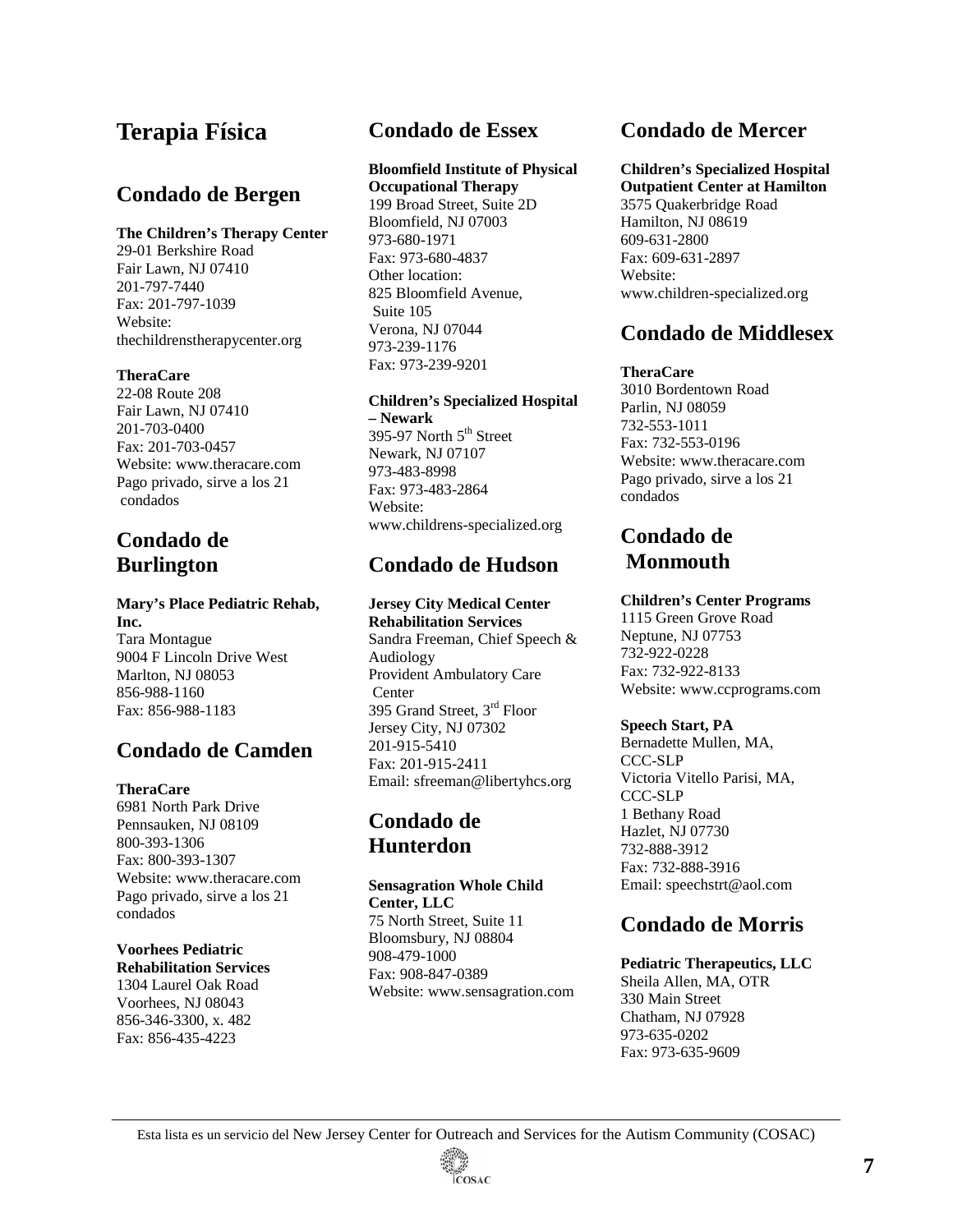# Terapia Física

## Condado de Bergen

**The Children's Therapy Center**
29-01 Berkshire Road
Fair Lawn, NJ 07410
201-797-7440
Fax: 201-797-1039
Website:
thechildrenstherapycenter.org

**TheraCare**
22-08 Route 208
Fair Lawn, NJ 07410
201-703-0400
Fax: 201-703-0457
Website: www.theracare.com
Pago privado, sirve a los 21 condados

## Condado de Burlington

**Mary's Place Pediatric Rehab, Inc.**
Tara Montague
9004 F Lincoln Drive West
Marlton, NJ 08053
856-988-1160
Fax: 856-988-1183

## Condado de Camden

**TheraCare**
6981 North Park Drive
Pennsauken, NJ 08109
800-393-1306
Fax: 800-393-1307
Website: www.theracare.com
Pago privado, sirve a los 21 condados

**Voorhees Pediatric Rehabilitation Services**
1304 Laurel Oak Road
Voorhees, NJ 08043
856-346-3300, x. 482
Fax: 856-435-4223

## Condado de Essex

**Bloomfield Institute of Physical Occupational Therapy**
199 Broad Street, Suite 2D
Bloomfield, NJ 07003
973-680-1971
Fax: 973-680-4837
Other location:
825 Bloomfield Avenue, Suite 105
Verona, NJ 07044
973-239-1176
Fax: 973-239-9201

**Children's Specialized Hospital – Newark**
395-97 North 5th Street
Newark, NJ 07107
973-483-8998
Fax: 973-483-2864
Website:
www.childrens-specialized.org

## Condado de Hudson

**Jersey City Medical Center Rehabilitation Services**
Sandra Freeman, Chief Speech & Audiology
Provident Ambulatory Care Center
395 Grand Street, 3rd Floor
Jersey City, NJ 07302
201-915-5410
Fax: 201-915-2411
Email: sfreeman@libertyhcs.org

## Condado de Hunterdon

**Sensagration Whole Child Center, LLC**
75 North Street, Suite 11
Bloomsbury, NJ 08804
908-479-1000
Fax: 908-847-0389
Website: www.sensagration.com

## Condado de Mercer

**Children's Specialized Hospital Outpatient Center at Hamilton**
3575 Quakerbridge Road
Hamilton, NJ 08619
609-631-2800
Fax: 609-631-2897
Website:
www.children-specialized.org

## Condado de Middlesex

**TheraCare**
3010 Bordentown Road
Parlin, NJ 08059
732-553-1011
Fax: 732-553-0196
Website: www.theracare.com
Pago privado, sirve a los 21 condados

## Condado de Monmouth

**Children's Center Programs**
1115 Green Grove Road
Neptune, NJ 07753
732-922-0228
Fax: 732-922-8133
Website: www.ccprograms.com

**Speech Start, PA**
Bernadette Mullen, MA, CCC-SLP
Victoria Vitello Parisi, MA, CCC-SLP
1 Bethany Road
Hazlet, NJ 07730
732-888-3912
Fax: 732-888-3916
Email: speechstrt@aol.com

## Condado de Morris

**Pediatric Therapeutics, LLC**
Sheila Allen, MA, OTR
330 Main Street
Chatham, NJ 07928
973-635-0202
Fax: 973-635-9609

Esta lista es un servicio del New Jersey Center for Outreach and Services for the Autism Community (COSAC)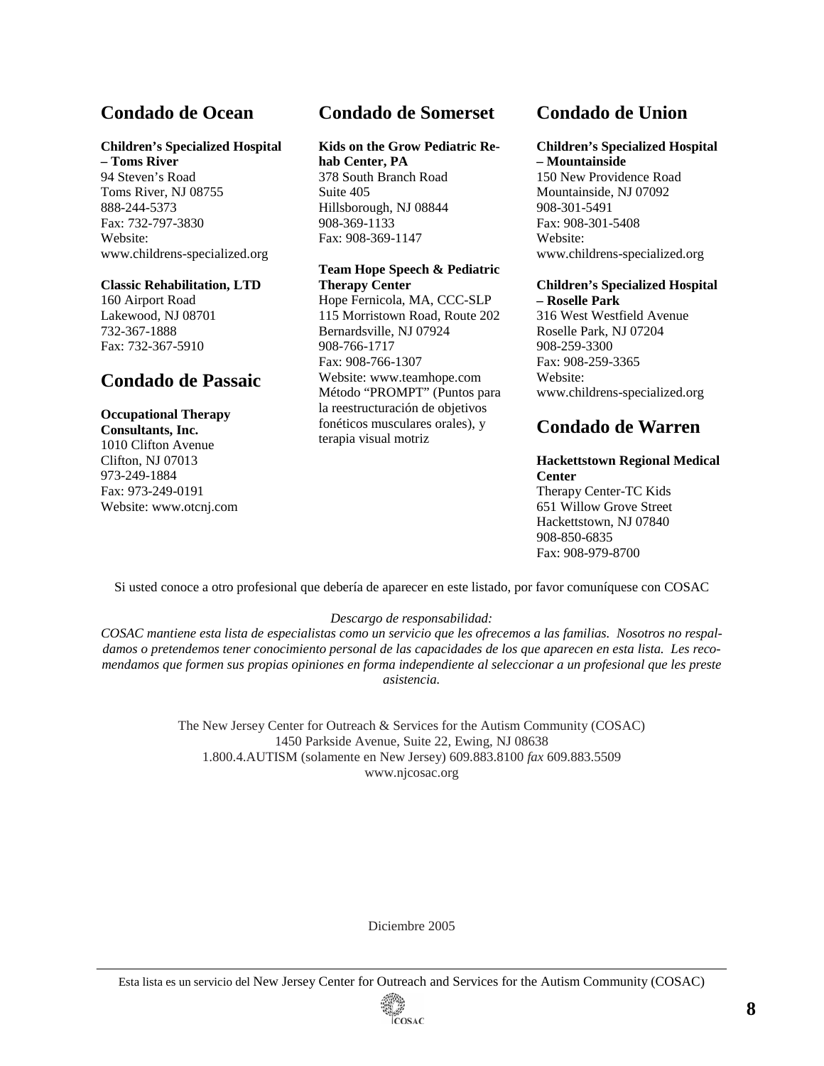## Condado de Ocean

**Children's Specialized Hospital – Toms River**
94 Steven's Road
Toms River, NJ 08755
888-244-5373
Fax: 732-797-3830
Website:
www.childrens-specialized.org

**Classic Rehabilitation, LTD**
160 Airport Road
Lakewood, NJ 08701
732-367-1888
Fax: 732-367-5910

## Condado de Passaic

**Occupational Therapy Consultants, Inc.**
1010 Clifton Avenue
Clifton, NJ 07013
973-249-1884
Fax: 973-249-0191
Website: www.otcnj.com

## Condado de Somerset

**Kids on the Grow Pediatric Rehab Center, PA**
378 South Branch Road
Suite 405
Hillsborough, NJ 08844
908-369-1133
Fax: 908-369-1147

**Team Hope Speech & Pediatric Therapy Center**
Hope Fernicola, MA, CCC-SLP
115 Morristown Road, Route 202
Bernardsville, NJ 07924
908-766-1717
Fax: 908-766-1307
Website: www.teamhope.com
Método "PROMPT" (Puntos para la reestructuración de objetivos fonéticos musculares orales), y terapia visual motriz

## Condado de Union

**Children's Specialized Hospital – Mountainside**
150 New Providence Road
Mountainside, NJ 07092
908-301-5491
Fax: 908-301-5408
Website:
www.childrens-specialized.org

**Children's Specialized Hospital – Roselle Park**
316 West Westfield Avenue
Roselle Park, NJ 07204
908-259-3300
Fax: 908-259-3365
Website:
www.childrens-specialized.org

## Condado de Warren

**Hackettstown Regional Medical Center**
Therapy Center-TC Kids
651 Willow Grove Street
Hackettstown, NJ 07840
908-850-6835
Fax: 908-979-8700

Si usted conoce a otro profesional que debería de aparecer en este listado, por favor comuníquese con COSAC

*Descargo de responsabilidad:*
*COSAC mantiene esta lista de especialistas como un servicio que les ofrecemos a las familias. Nosotros no respaldamos o pretendemos tener conocimiento personal de las capacidades de los que aparecen en esta lista. Les recomendamos que formen sus propias opiniones en forma independiente al seleccionar a un profesional que les preste asistencia.*

The New Jersey Center for Outreach & Services for the Autism Community (COSAC)
1450 Parkside Avenue, Suite 22, Ewing, NJ 08638
1.800.4.AUTISM (solamente en New Jersey) 609.883.8100 *fax* 609.883.5509
www.njcosac.org

Diciembre 2005

Esta lista es un servicio del New Jersey Center for Outreach and Services for the Autism Community (COSAC)